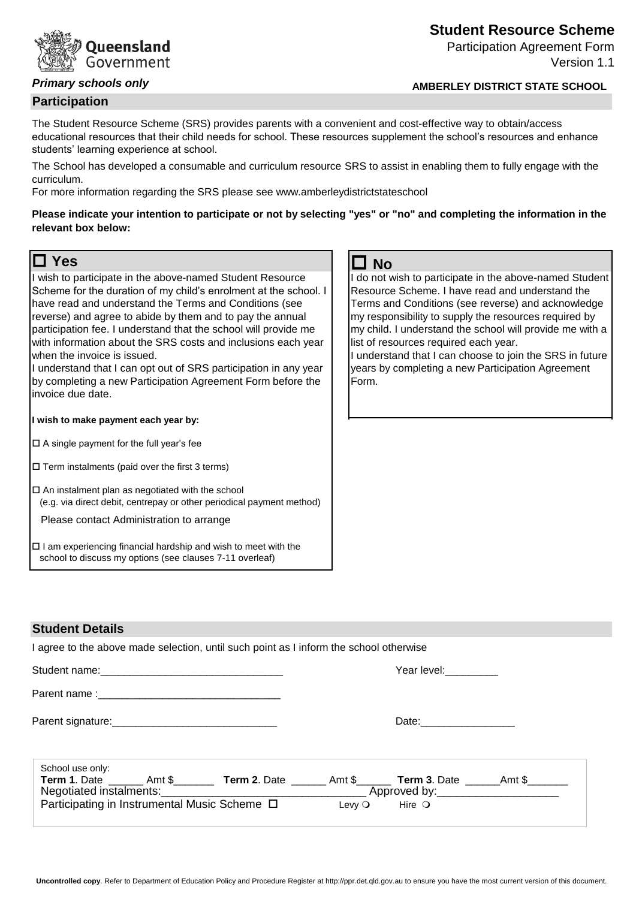Queensland Government

# Student Resource Scheme

Participation Agreement Form

Version 1.1

***Primary schools only***

**AMBERLEY DISTRICT STATE SCHOOL**

## Participation

The Student Resource Scheme (SRS) provides parents with a convenient and cost-effective way to obtain/access educational resources that their child needs for school. These resources supplement the school's resources and enhance students' learning experience at school.

The School has developed a consumable and curriculum resource SRS to assist in enabling them to fully engage with the curriculum.

For more information regarding the SRS please see www.amberleydistrictstateschool

**Please indicate your intention to participate or not by selecting "yes" or "no" and completing the information in the relevant box below:**

### ☐ Yes

I wish to participate in the above-named Student Resource Scheme for the duration of my child's enrolment at the school. I have read and understand the Terms and Conditions (see reverse) and agree to abide by them and to pay the annual participation fee. I understand that the school will provide me with information about the SRS costs and inclusions each year when the invoice is issued.

I understand that I can opt out of SRS participation in any year by completing a new Participation Agreement Form before the invoice due date.

**I wish to make payment each year by:**

☐ A single payment for the full year's fee

☐ Term instalments (paid over the first 3 terms)

☐ An instalment plan as negotiated with the school (e.g. via direct debit, centrepay or other periodical payment method)

Please contact Administration to arrange

☐ I am experiencing financial hardship and wish to meet with the school to discuss my options (see clauses 7-11 overleaf)

### ☐ No

I do not wish to participate in the above-named Student Resource Scheme. I have read and understand the Terms and Conditions (see reverse) and acknowledge my responsibility to supply the resources required by my child. I understand the school will provide me with a list of resources required each year.

I understand that I can choose to join the SRS in future years by completing a new Participation Agreement Form.

## Student Details

I agree to the above made selection, until such point as I inform the school otherwise

Student name:______________________________ Year level:_________

Parent name :______________________________

Parent signature:____________________________ Date:________________

School use only:

**Term 1**. Date ______ Amt $_______ **Term 2**. Date ______ Amt $______ **Term 3**. Date ______Amt $_______

Negotiated instalments:________________________________ Approved by:___________________

Participating in Instrumental Music Scheme ☐ Levy ○ Hire ○

**Uncontrolled copy**. Refer to Department of Education Policy and Procedure Register at http://ppr.det.qld.gov.au to ensure you have the most current version of this document.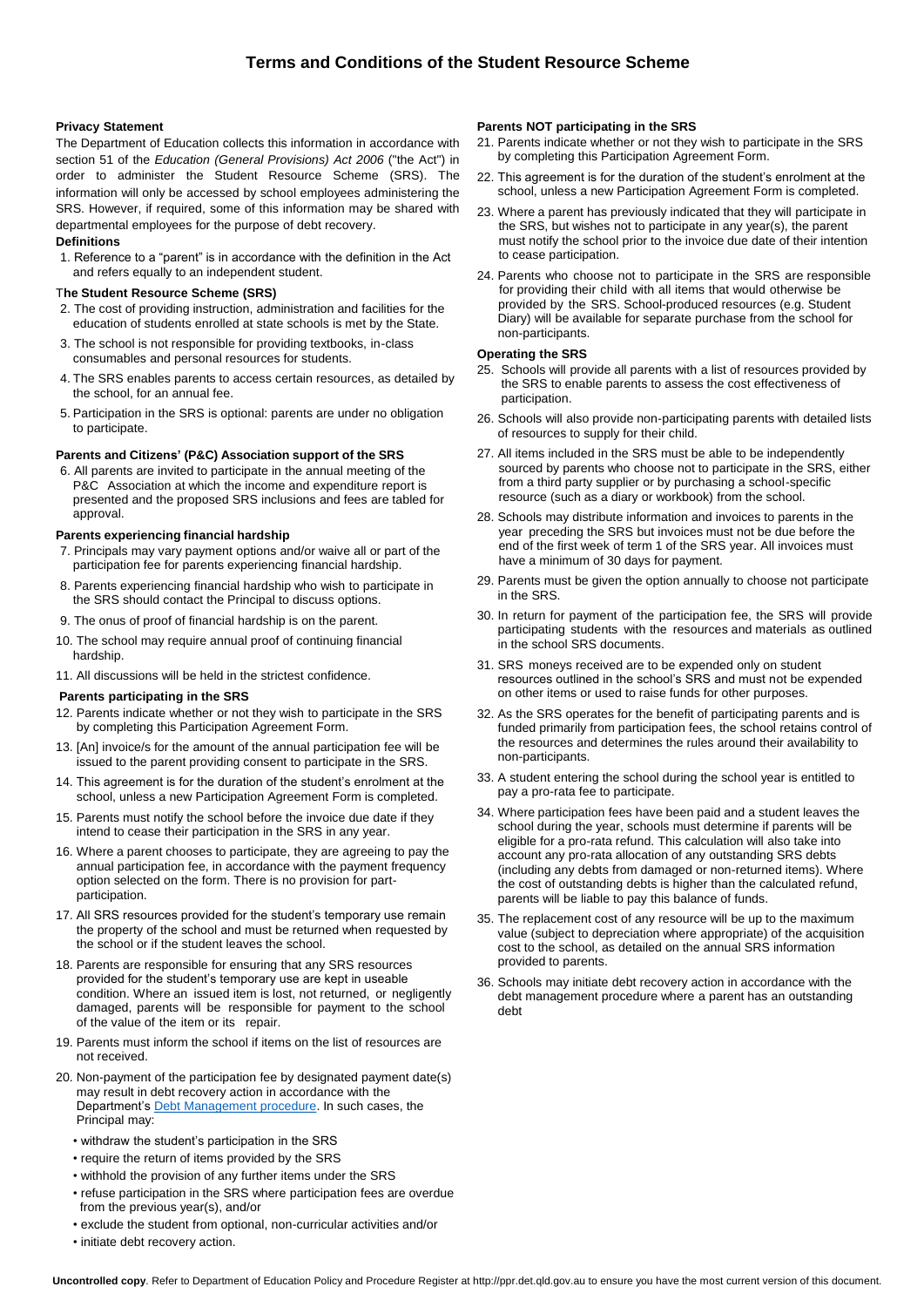# Terms and Conditions of the Student Resource Scheme

**Privacy Statement**

The Department of Education collects this information in accordance with section 51 of the *Education (General Provisions) Act 2006* ("the Act") in order to administer the Student Resource Scheme (SRS). The information will only be accessed by school employees administering the SRS. However, if required, some of this information may be shared with departmental employees for the purpose of debt recovery.

**Definitions**

1. Reference to a "parent" is in accordance with the definition in the Act and refers equally to an independent student.

**The Student Resource Scheme (SRS)**

2. The cost of providing instruction, administration and facilities for the education of students enrolled at state schools is met by the State.
3. The school is not responsible for providing textbooks, in-class consumables and personal resources for students.
4. The SRS enables parents to access certain resources, as detailed by the school, for an annual fee.
5. Participation in the SRS is optional: parents are under no obligation to participate.

**Parents and Citizens' (P&C) Association support of the SRS**

6. All parents are invited to participate in the annual meeting of the P&C Association at which the income and expenditure report is presented and the proposed SRS inclusions and fees are tabled for approval.

**Parents experiencing financial hardship**

7. Principals may vary payment options and/or waive all or part of the participation fee for parents experiencing financial hardship.
8. Parents experiencing financial hardship who wish to participate in the SRS should contact the Principal to discuss options.
9. The onus of proof of financial hardship is on the parent.
10. The school may require annual proof of continuing financial hardship.
11. All discussions will be held in the strictest confidence.

**Parents participating in the SRS**

12. Parents indicate whether or not they wish to participate in the SRS by completing this Participation Agreement Form.
13. [An] invoice/s for the amount of the annual participation fee will be issued to the parent providing consent to participate in the SRS.
14. This agreement is for the duration of the student's enrolment at the school, unless a new Participation Agreement Form is completed.
15. Parents must notify the school before the invoice due date if they intend to cease their participation in the SRS in any year.
16. Where a parent chooses to participate, they are agreeing to pay the annual participation fee, in accordance with the payment frequency option selected on the form. There is no provision for part-participation.
17. All SRS resources provided for the student's temporary use remain the property of the school and must be returned when requested by the school or if the student leaves the school.
18. Parents are responsible for ensuring that any SRS resources provided for the student's temporary use are kept in useable condition. Where an issued item is lost, not returned, or negligently damaged, parents will be responsible for payment to the school of the value of the item or its repair.
19. Parents must inform the school if items on the list of resources are not received.
20. Non-payment of the participation fee by designated payment date(s) may result in debt recovery action in accordance with the Department's Debt Management procedure. In such cases, the Principal may:
    - withdraw the student's participation in the SRS
    - require the return of items provided by the SRS
    - withhold the provision of any further items under the SRS
    - refuse participation in the SRS where participation fees are overdue from the previous year(s), and/or
    - exclude the student from optional, non-curricular activities and/or
    - initiate debt recovery action.

**Parents NOT participating in the SRS**

21. Parents indicate whether or not they wish to participate in the SRS by completing this Participation Agreement Form.
22. This agreement is for the duration of the student's enrolment at the school, unless a new Participation Agreement Form is completed.
23. Where a parent has previously indicated that they will participate in the SRS, but wishes not to participate in any year(s), the parent must notify the school prior to the invoice due date of their intention to cease participation.
24. Parents who choose not to participate in the SRS are responsible for providing their child with all items that would otherwise be provided by the SRS. School-produced resources (e.g. Student Diary) will be available for separate purchase from the school for non-participants.

**Operating the SRS**

25. Schools will provide all parents with a list of resources provided by the SRS to enable parents to assess the cost effectiveness of participation.
26. Schools will also provide non-participating parents with detailed lists of resources to supply for their child.
27. All items included in the SRS must be able to be independently sourced by parents who choose not to participate in the SRS, either from a third party supplier or by purchasing a school-specific resource (such as a diary or workbook) from the school.
28. Schools may distribute information and invoices to parents in the year preceding the SRS but invoices must not be due before the end of the first week of term 1 of the SRS year. All invoices must have a minimum of 30 days for payment.
29. Parents must be given the option annually to choose not participate in the SRS.
30. In return for payment of the participation fee, the SRS will provide participating students with the resources and materials as outlined in the school SRS documents.
31. SRS moneys received are to be expended only on student resources outlined in the school's SRS and must not be expended on other items or used to raise funds for other purposes.
32. As the SRS operates for the benefit of participating parents and is funded primarily from participation fees, the school retains control of the resources and determines the rules around their availability to non-participants.
33. A student entering the school during the school year is entitled to pay a pro-rata fee to participate.
34. Where participation fees have been paid and a student leaves the school during the year, schools must determine if parents will be eligible for a pro-rata refund. This calculation will also take into account any pro-rata allocation of any outstanding SRS debts (including any debts from damaged or non-returned items). Where the cost of outstanding debts is higher than the calculated refund, parents will be liable to pay this balance of funds.
35. The replacement cost of any resource will be up to the maximum value (subject to depreciation where appropriate) of the acquisition cost to the school, as detailed on the annual SRS information provided to parents.
36. Schools may initiate debt recovery action in accordance with the debt management procedure where a parent has an outstanding debt

**Uncontrolled copy**. Refer to Department of Education Policy and Procedure Register at http://ppr.det.qld.gov.au to ensure you have the most current version of this document.